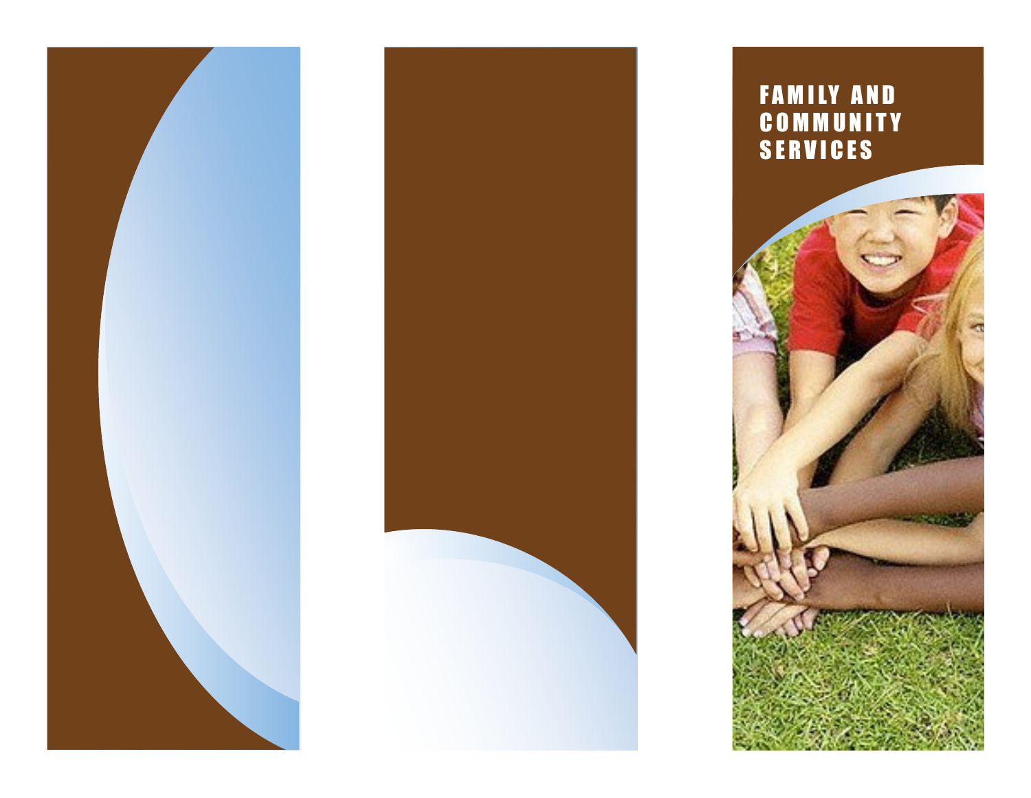# FAMILY AND COMMUNITY SERVICES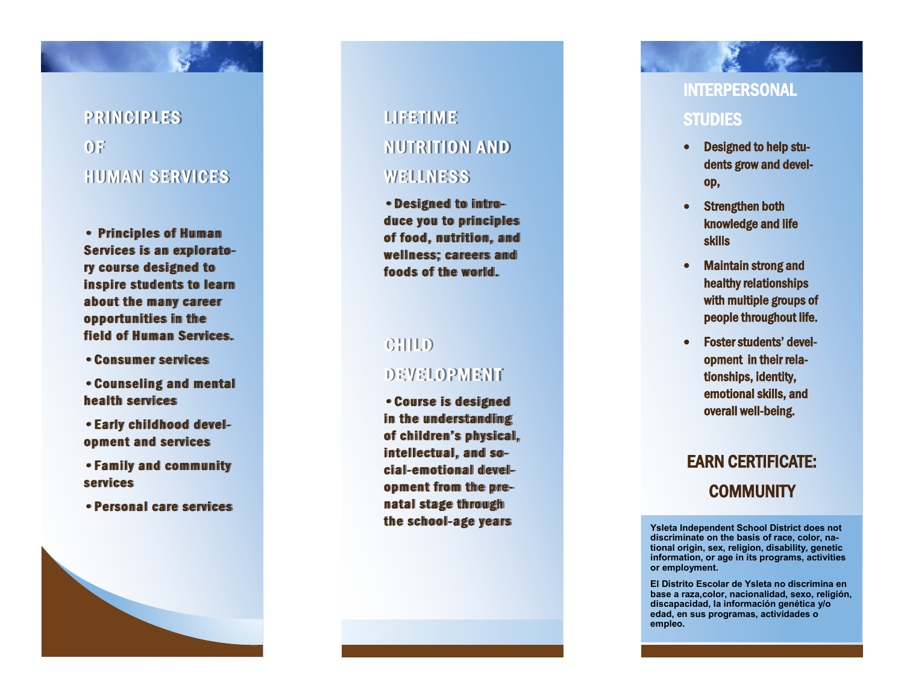## PRINCIPLES OF HUMAN SERVICES

• Principles of Human Services is an exploratory course designed to inspire students to learn about the many career opportunities in the field of Human Services.

• Consumer services

• Counseling and mental health services

• Early childhood development and services

• Family and community services

• Personal care services

## LIFETIME NUTRITION AND WELLNESS

• Designed to introduce you to principles of food, nutrition, and wellness; careers and foods of the world.

## CHILD DEVELOPMENT

• Course is designed in the understanding of children's physical, intellectual, and social-emotional development from the prenatal stage through the school-age years

## INTERPERSONAL STUDIES

- Designed to help students grow and develop,
- Strengthen both knowledge and life skills
- Maintain strong and healthy relationships with multiple groups of people throughout life.
- Foster students' development in their relationships, identity, emotional skills, and overall well-being.

## EARN CERTIFICATE: COMMUNITY

**Ysleta Independent School District does not discriminate on the basis of race, color, national origin, sex, religion, disability, genetic information, or age in its programs, activities or employment.**

**El Distrito Escolar de Ysleta no discrimina en base a raza,color, nacionalidad, sexo, religión, discapacidad, la información genética y/o edad, en sus programas, actividades o empleo.**